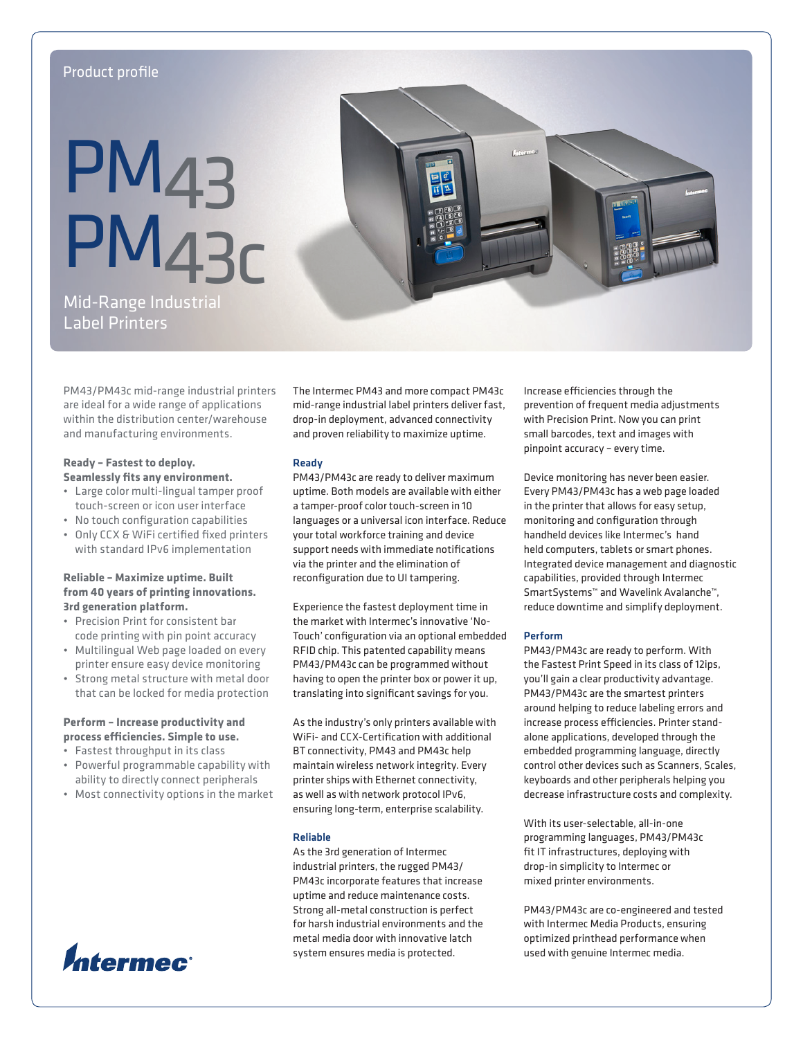Product profile

# PM43 PM43c

## Mid-Range Industrial Label Printers

PM43/PM43c mid-range industrial printers are ideal for a wide range of applications within the distribution center/warehouse and manufacturing environments.

**Ready – Fastest to deploy. Seamlessly fits any environment.**

- Large color multi-lingual tamper proof touch-screen or icon user interface
- No touch configuration capabilities
- Only CCX & WiFi certified fixed printers with standard IPv6 implementation

**Reliable – Maximize uptime. Built from 40 years of printing innovations. 3rd generation platform.**

- Precision Print for consistent bar code printing with pin point accuracy
- Multilingual Web page loaded on every printer ensure easy device monitoring
- Strong metal structure with metal door that can be locked for media protection

**Perform – Increase productivity and process efficiencies. Simple to use.**

- Fastest throughput in its class
- Powerful programmable capability with ability to directly connect peripherals
- Most connectivity options in the market

The Intermec PM43 and more compact PM43c mid-range industrial label printers deliver fast, drop-in deployment, advanced connectivity and proven reliability to maximize uptime.

### Ready

PM43/PM43c are ready to deliver maximum uptime. Both models are available with either a tamper-proof color touch-screen in 10 languages or a universal icon interface. Reduce your total workforce training and device support needs with immediate notifications via the printer and the elimination of reconfiguration due to UI tampering.

Experience the fastest deployment time in the market with Intermec's innovative 'No-Touch' configuration via an optional embedded RFID chip. This patented capability means PM43/PM43c can be programmed without having to open the printer box or power it up, translating into significant savings for you.

As the industry's only printers available with WiFi- and CCX-Certification with additional BT connectivity, PM43 and PM43c help maintain wireless network integrity. Every printer ships with Ethernet connectivity, as well as with network protocol IPv6, ensuring long-term, enterprise scalability.

### Reliable

As the 3rd generation of Intermec industrial printers, the rugged PM43/PM43c incorporate features that increase uptime and reduce maintenance costs. Strong all-metal construction is perfect for harsh industrial environments and the metal media door with innovative latch system ensures media is protected.

Increase efficiencies through the prevention of frequent media adjustments with Precision Print. Now you can print small barcodes, text and images with pinpoint accuracy – every time.

Device monitoring has never been easier. Every PM43/PM43c has a web page loaded in the printer that allows for easy setup, monitoring and configuration through handheld devices like Intermec's hand held computers, tablets or smart phones. Integrated device management and diagnostic capabilities, provided through Intermec SmartSystems™ and Wavelink Avalanche™, reduce downtime and simplify deployment.

### Perform

PM43/PM43c are ready to perform. With the Fastest Print Speed in its class of 12ips, you'll gain a clear productivity advantage. PM43/PM43c are the smartest printers around helping to reduce labeling errors and increase process efficiencies. Printer stand-alone applications, developed through the embedded programming language, directly control other devices such as Scanners, Scales, keyboards and other peripherals helping you decrease infrastructure costs and complexity.

With its user-selectable, all-in-one programming languages, PM43/PM43c fit IT infrastructures, deploying with drop-in simplicity to Intermec or mixed printer environments.

PM43/PM43c are co-engineered and tested with Intermec Media Products, ensuring optimized printhead performance when used with genuine Intermec media.

Intermec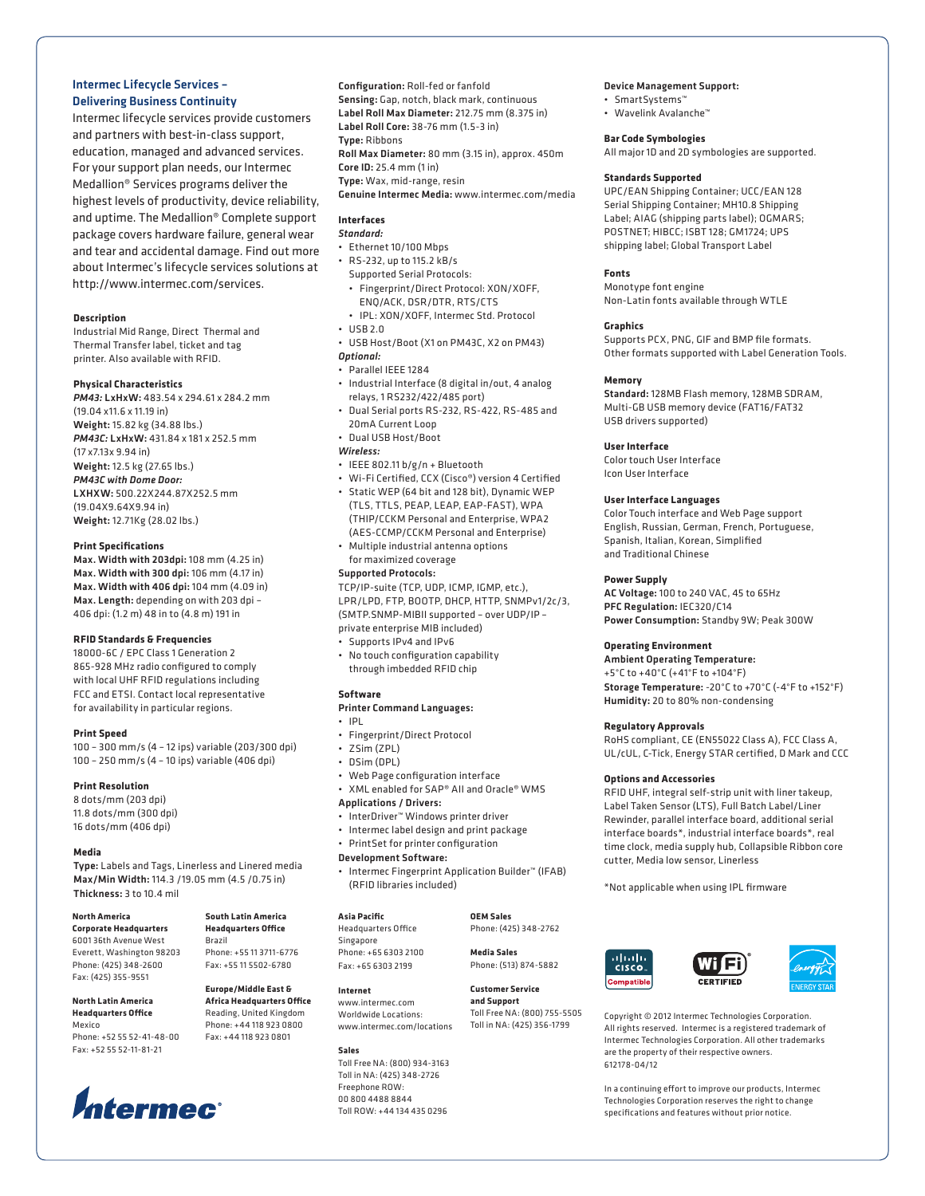## Intermec Lifecycle Services – Delivering Business Continuity

Intermec lifecycle services provide customers and partners with best-in-class support, education, managed and advanced services. For your support plan needs, our Intermec Medallion® Services programs deliver the highest levels of productivity, device reliability, and uptime. The Medallion® Complete support package covers hardware failure, general wear and tear and accidental damage. Find out more about Intermec's lifecycle services solutions at http://www.intermec.com/services.

### Description

Industrial Mid Range, Direct Thermal and Thermal Transfer label, ticket and tag printer. Also available with RFID.

### Physical Characteristics

***PM43:*** **LxHxW:** 483.54 x 294.61 x 284.2 mm (19.04 x11.6 x 11.19 in)
**Weight:** 15.82 kg (34.88 lbs.)
***PM43C:*** **LxHxW:** 431.84 x 181 x 252.5 mm (17 x7.13x 9.94 in)
**Weight:** 12.5 kg (27.65 lbs.)
***PM43C with Dome Door:***
**LXHXW:** 500.22X244.87X252.5 mm (19.04X9.64X9.94 in)
**Weight:** 12.71Kg (28.02 lbs.)

### Print Specifications

**Max. Width with 203dpi:** 108 mm (4.25 in)
**Max. Width with 300 dpi:** 106 mm (4.17 in)
**Max. Width with 406 dpi:** 104 mm (4.09 in)
**Max. Length:** depending on with 203 dpi – 406 dpi: (1.2 m) 48 in to (4.8 m) 191 in

### RFID Standards & Frequencies

18000-6C / EPC Class 1 Generation 2
865-928 MHz radio configured to comply with local UHF RFID regulations including FCC and ETSI. Contact local representative for availability in particular regions.

### Print Speed

100 – 300 mm/s (4 – 12 ips) variable (203/300 dpi)
100 – 250 mm/s (4 – 10 ips) variable (406 dpi)

### Print Resolution

8 dots/mm (203 dpi)
11.8 dots/mm (300 dpi)
16 dots/mm (406 dpi)

### Media

**Type:** Labels and Tags, Linerless and Linered media
**Max/Min Width:** 114.3 /19.05 mm (4.5 /0.75 in)
**Thickness:** 3 to 10.4 mil
**Configuration:** Roll-fed or fanfold
**Sensing:** Gap, notch, black mark, continuous
**Label Roll Max Diameter:** 212.75 mm (8.375 in)
**Label Roll Core:** 38-76 mm (1.5-3 in)
**Type:** Ribbons
**Roll Max Diameter:** 80 mm (3.15 in), approx. 450m
**Core ID:** 25.4 mm (1 in)
**Type:** Wax, mid-range, resin
**Genuine Intermec Media:** www.intermec.com/media

### Interfaces

*Standard:*

- Ethernet 10/100 Mbps
- RS-232, up to 115.2 kB/s
  Supported Serial Protocols:
  - Fingerprint/Direct Protocol: XON/XOFF, ENQ/ACK, DSR/DTR, RTS/CTS
  - IPL: XON/XOFF, Intermec Std. Protocol
- USB 2.0
- USB Host/Boot (X1 on PM43C, X2 on PM43)

*Optional:*

- Parallel IEEE 1284
- Industrial Interface (8 digital in/out, 4 analog relays, 1 RS232/422/485 port)
- Dual Serial ports RS-232, RS-422, RS-485 and 20mA Current Loop
- Dual USB Host/Boot

*Wireless:*

- IEEE 802.11 b/g/n + Bluetooth
- Wi-Fi Certified, CCX (Cisco®) version 4 Certified
- Static WEP (64 bit and 128 bit), Dynamic WEP (TLS, TTLS, PEAP, LEAP, EAP-FAST), WPA (THIP/CCKM Personal and Enterprise, WPA2 (AES-CCMP/CCKM Personal and Enterprise)
- Multiple industrial antenna options for maximized coverage

**Supported Protocols:**

TCP/IP-suite (TCP, UDP, ICMP, IGMP, etc.), LPR/LPD, FTP, BOOTP, DHCP, HTTP, SNMPv1/2c/3, (SMTP.SNMP-MIBII supported – over UDP/IP – private enterprise MIB included)

- Supports IPv4 and IPv6
- No touch configuration capability through imbedded RFID chip

### Software

**Printer Command Languages:**

- IPL
- Fingerprint/Direct Protocol
- ZSim (ZPL)
- DSim (DPL)
- Web Page configuration interface
- XML enabled for SAP® AII and Oracle® WMS

**Applications / Drivers:**

- InterDriver™ Windows printer driver
- Intermec label design and print package
- PrintSet for printer configuration

**Development Software:**

- Intermec Fingerprint Application Builder™ (IFAB) (RFID libraries included)

### Device Management Support:

- SmartSystems™
- Wavelink Avalanche™

### Bar Code Symbologies

All major 1D and 2D symbologies are supported.

### Standards Supported

UPC/EAN Shipping Container; UCC/EAN 128 Serial Shipping Container; MH10.8 Shipping Label; AIAG (shipping parts label); OGMARS; POSTNET; HIBCC; ISBT 128; GM1724; UPS shipping label; Global Transport Label

### Fonts

Monotype font engine
Non-Latin fonts available through WTLE

### Graphics

Supports PCX, PNG, GIF and BMP file formats.
Other formats supported with Label Generation Tools.

### Memory

**Standard:** 128MB Flash memory, 128MB SDRAM, Multi-GB USB memory device (FAT16/FAT32 USB drivers supported)

### User Interface

Color touch User Interface
Icon User Interface

### User Interface Languages

Color Touch interface and Web Page support English, Russian, German, French, Portuguese, Spanish, Italian, Korean, Simplified and Traditional Chinese

### Power Supply

**AC Voltage:** 100 to 240 VAC, 45 to 65Hz
**PFC Regulation:** IEC320/C14
**Power Consumption:** Standby 9W; Peak 300W

### Operating Environment

**Ambient Operating Temperature:**
+5°C to +40°C (+41°F to +104°F)
**Storage Temperature:** -20°C to +70°C (-4°F to +152°F)
**Humidity:** 20 to 80% non-condensing

### Regulatory Approvals

RoHS compliant, CE (EN55022 Class A), FCC Class A, UL/cUL, C-Tick, Energy STAR certified, D Mark and CCC

### Options and Accessories

RFID UHF, integral self-strip unit with liner takeup, Label Taken Sensor (LTS), Full Batch Label/Liner Rewinder, parallel interface board, additional serial interface boards*, industrial interface boards*, real time clock, media supply hub, Collapsible Ribbon core cutter, Media low sensor, Linerless

*Not applicable when using IPL firmware

---

**North America**
**Corporate Headquarters**
6001 36th Avenue West
Everett, Washington 98203
Phone: (425) 348-2600
Fax: (425) 355-9551

**North Latin America**
**Headquarters Office**
Mexico
Phone: +52 55 52-41-48-00
Fax: +52 55 52-11-81-21

**South Latin America**
**Headquarters Office**
Brazil
Phone: +55 11 3711-6776
Fax: +55 11 5502-6780

**Europe/Middle East & Africa Headquarters Office**
Reading, United Kingdom
Phone: +44 118 923 0800
Fax: +44 118 923 0801

**Asia Pacific**
Headquarters Office
Singapore
Phone: +65 6303 2100
Fax: +65 6303 2199

**Internet**
www.intermec.com
Worldwide Locations:
www.intermec.com/locations

**Sales**
Toll Free NA: (800) 934-3163
Toll in NA: (425) 348-2726
Freephone ROW:
00 800 4488 8844
Toll ROW: +44 134 435 0296

**OEM Sales**
Phone: (425) 348-2762

**Media Sales**
Phone: (513) 874-5882

**Customer Service and Support**
Toll Free NA: (800) 755-5505
Toll in NA: (425) 356-1799

Copyright © 2012 Intermec Technologies Corporation. All rights reserved. Intermec is a registered trademark of Intermec Technologies Corporation. All other trademarks are the property of their respective owners.
612178-04/12

In a continuing effort to improve our products, Intermec Technologies Corporation reserves the right to change specifications and features without prior notice.